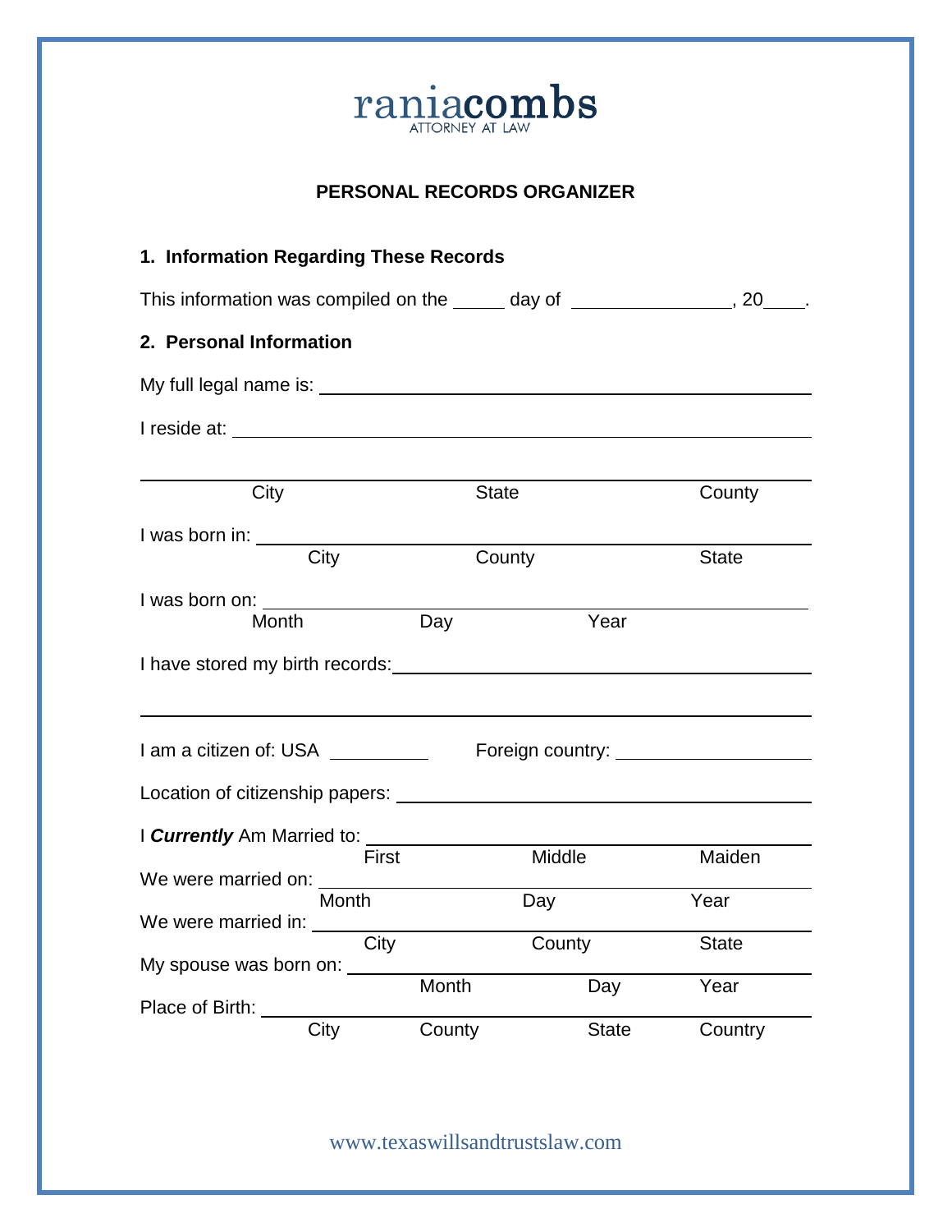raniacombs
ATTORNEY AT LAW

# PERSONAL RECORDS ORGANIZER

## 1. Information Regarding These Records

This information was compiled on the _____ day of _______________, 20____.

## 2. Personal Information

My full legal name is: ____________________________________________

I reside at: ____________________________________________

____________________________________________
City State County

I was born in: ____________________________________________
City County State

I was born on: ____________________________________________
Month Day Year

I have stored my birth records: ____________________________________________

____________________________________________

I am a citizen of: USA __________ Foreign country: ____________________

Location of citizenship papers: ____________________________________________

I ***Currently*** Am Married to: ____________________________________________
First Middle Maiden

We were married on: ____________________________________________
Month Day Year

We were married in: ____________________________________________
City County State

My spouse was born on: ____________________________________________
Month Day Year

Place of Birth: ____________________________________________
City County State Country

www.texaswillsandtrustslaw.com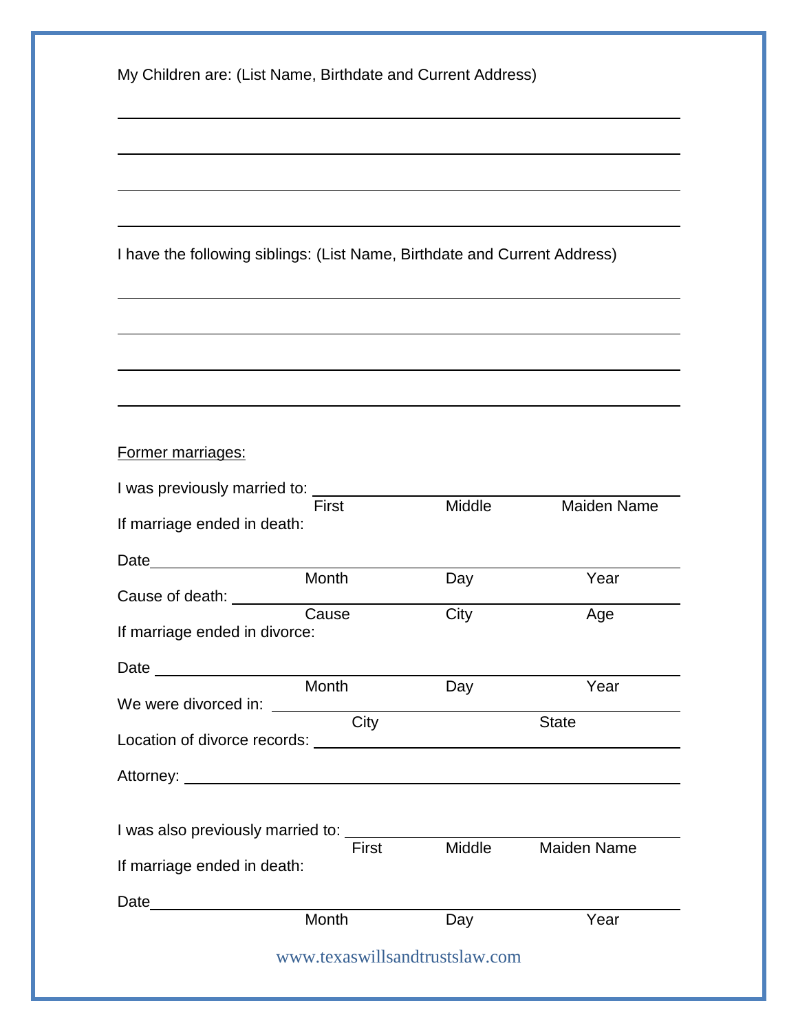My Children are: (List Name, Birthdate and Current Address)

\_\_\_\_\_\_\_\_\_\_\_\_\_\_\_\_\_\_\_\_\_\_\_\_\_\_\_\_\_\_\_\_\_\_\_\_\_\_\_\_\_\_\_\_\_\_\_\_\_\_\_\_\_\_\_\_\_\_\_\_\_\_

\_\_\_\_\_\_\_\_\_\_\_\_\_\_\_\_\_\_\_\_\_\_\_\_\_\_\_\_\_\_\_\_\_\_\_\_\_\_\_\_\_\_\_\_\_\_\_\_\_\_\_\_\_\_\_\_\_\_\_\_\_\_

\_\_\_\_\_\_\_\_\_\_\_\_\_\_\_\_\_\_\_\_\_\_\_\_\_\_\_\_\_\_\_\_\_\_\_\_\_\_\_\_\_\_\_\_\_\_\_\_\_\_\_\_\_\_\_\_\_\_\_\_\_\_

\_\_\_\_\_\_\_\_\_\_\_\_\_\_\_\_\_\_\_\_\_\_\_\_\_\_\_\_\_\_\_\_\_\_\_\_\_\_\_\_\_\_\_\_\_\_\_\_\_\_\_\_\_\_\_\_\_\_\_\_\_\_

I have the following siblings: (List Name, Birthdate and Current Address)

\_\_\_\_\_\_\_\_\_\_\_\_\_\_\_\_\_\_\_\_\_\_\_\_\_\_\_\_\_\_\_\_\_\_\_\_\_\_\_\_\_\_\_\_\_\_\_\_\_\_\_\_\_\_\_\_\_\_\_\_\_\_

\_\_\_\_\_\_\_\_\_\_\_\_\_\_\_\_\_\_\_\_\_\_\_\_\_\_\_\_\_\_\_\_\_\_\_\_\_\_\_\_\_\_\_\_\_\_\_\_\_\_\_\_\_\_\_\_\_\_\_\_\_\_

\_\_\_\_\_\_\_\_\_\_\_\_\_\_\_\_\_\_\_\_\_\_\_\_\_\_\_\_\_\_\_\_\_\_\_\_\_\_\_\_\_\_\_\_\_\_\_\_\_\_\_\_\_\_\_\_\_\_\_\_\_\_

\_\_\_\_\_\_\_\_\_\_\_\_\_\_\_\_\_\_\_\_\_\_\_\_\_\_\_\_\_\_\_\_\_\_\_\_\_\_\_\_\_\_\_\_\_\_\_\_\_\_\_\_\_\_\_\_\_\_\_\_\_\_

<u>Former marriages:</u>

I was previously married to: \_\_\_\_\_\_\_\_\_\_\_\_\_\_\_\_\_\_\_\_\_\_\_\_\_\_\_\_\_\_\_\_\_\_\_\_\_\_\_\_
First Middle Maiden Name

If marriage ended in death:

Date\_\_\_\_\_\_\_\_\_\_\_\_\_\_\_\_\_\_\_\_\_\_\_\_\_\_\_\_\_\_\_\_\_\_\_\_\_\_\_\_\_\_\_\_\_\_\_\_\_\_\_\_\_\_\_\_
Month Day Year

Cause of death: \_\_\_\_\_\_\_\_\_\_\_\_\_\_\_\_\_\_\_\_\_\_\_\_\_\_\_\_\_\_\_\_\_\_\_\_\_\_\_\_\_\_\_\_\_\_\_\_
Cause City Age

If marriage ended in divorce:

Date \_\_\_\_\_\_\_\_\_\_\_\_\_\_\_\_\_\_\_\_\_\_\_\_\_\_\_\_\_\_\_\_\_\_\_\_\_\_\_\_\_\_\_\_\_\_\_\_\_\_\_\_\_\_\_\_
Month Day Year

We were divorced in: \_\_\_\_\_\_\_\_\_\_\_\_\_\_\_\_\_\_\_\_\_\_\_\_\_\_\_\_\_\_\_\_\_\_\_\_\_\_\_\_\_\_\_\_
City State

Location of divorce records: \_\_\_\_\_\_\_\_\_\_\_\_\_\_\_\_\_\_\_\_\_\_\_\_\_\_\_\_\_\_\_\_\_\_\_\_\_\_\_\_

Attorney: \_\_\_\_\_\_\_\_\_\_\_\_\_\_\_\_\_\_\_\_\_\_\_\_\_\_\_\_\_\_\_\_\_\_\_\_\_\_\_\_\_\_\_\_\_\_\_\_\_\_\_\_

I was also previously married to: \_\_\_\_\_\_\_\_\_\_\_\_\_\_\_\_\_\_\_\_\_\_\_\_\_\_\_\_\_\_\_\_\_\_\_\_
First Middle Maiden Name

If marriage ended in death:

Date\_\_\_\_\_\_\_\_\_\_\_\_\_\_\_\_\_\_\_\_\_\_\_\_\_\_\_\_\_\_\_\_\_\_\_\_\_\_\_\_\_\_\_\_\_\_\_\_\_\_\_\_\_\_\_\_
Month Day Year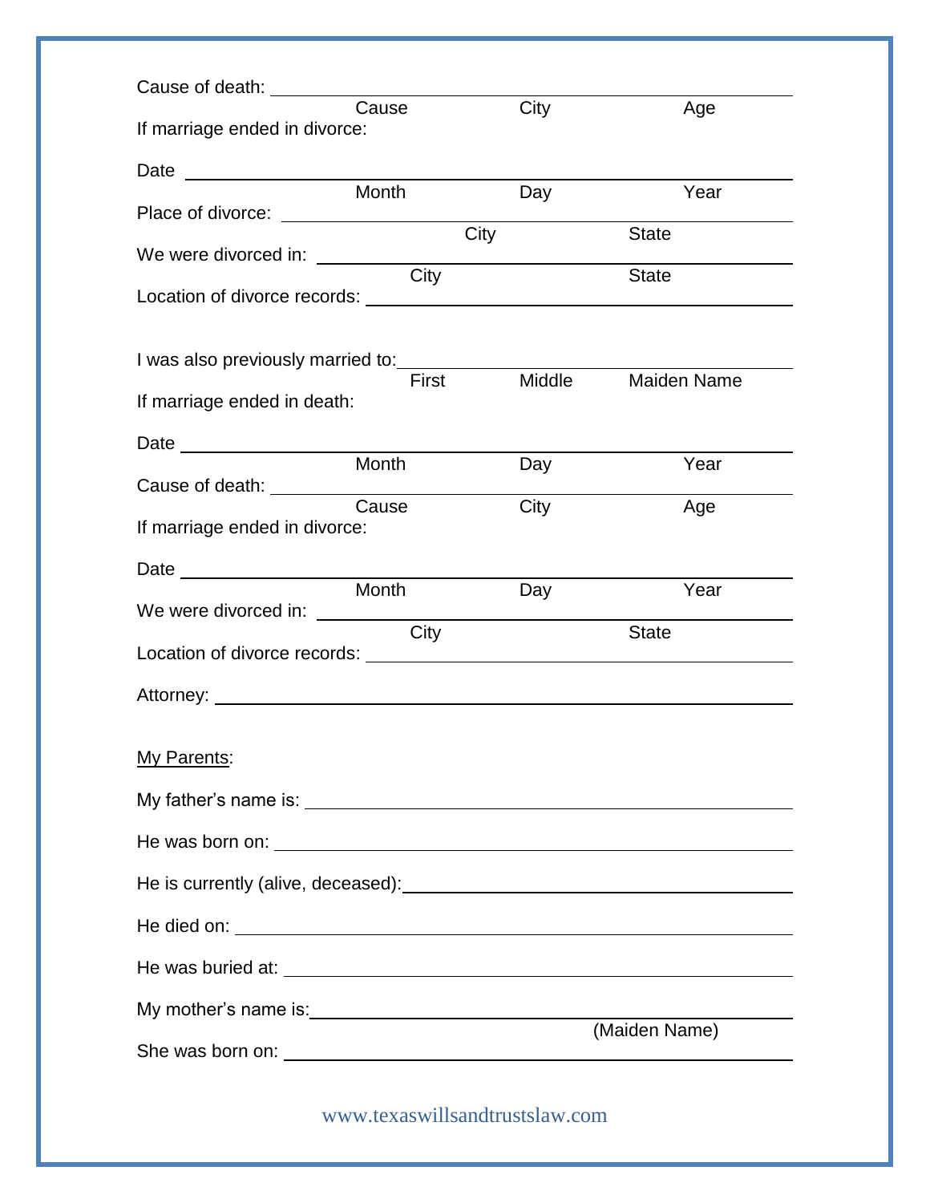Cause of death: ______________________________________________
Cause City Age

If marriage ended in divorce:

Date ______________________________________________
Month Day Year

Place of divorce: ______________________________________________
City State

We were divorced in: ______________________________________________
City State

Location of divorce records: ______________________________________________

I was also previously married to: ______________________________________________
First Middle Maiden Name

If marriage ended in death:

Date ______________________________________________
Month Day Year

Cause of death: ______________________________________________
Cause City Age

If marriage ended in divorce:

Date ______________________________________________
Month Day Year

We were divorced in: ______________________________________________
City State

Location of divorce records: ______________________________________________

Attorney: ______________________________________________

My Parents:

My father's name is: ______________________________________________

He was born on: ______________________________________________

He is currently (alive, deceased): ______________________________________________

He died on: ______________________________________________

He was buried at: ______________________________________________

My mother's name is: ______________________________________________
(Maiden Name)

She was born on: ______________________________________________

www.texaswillsandtrustslaw.com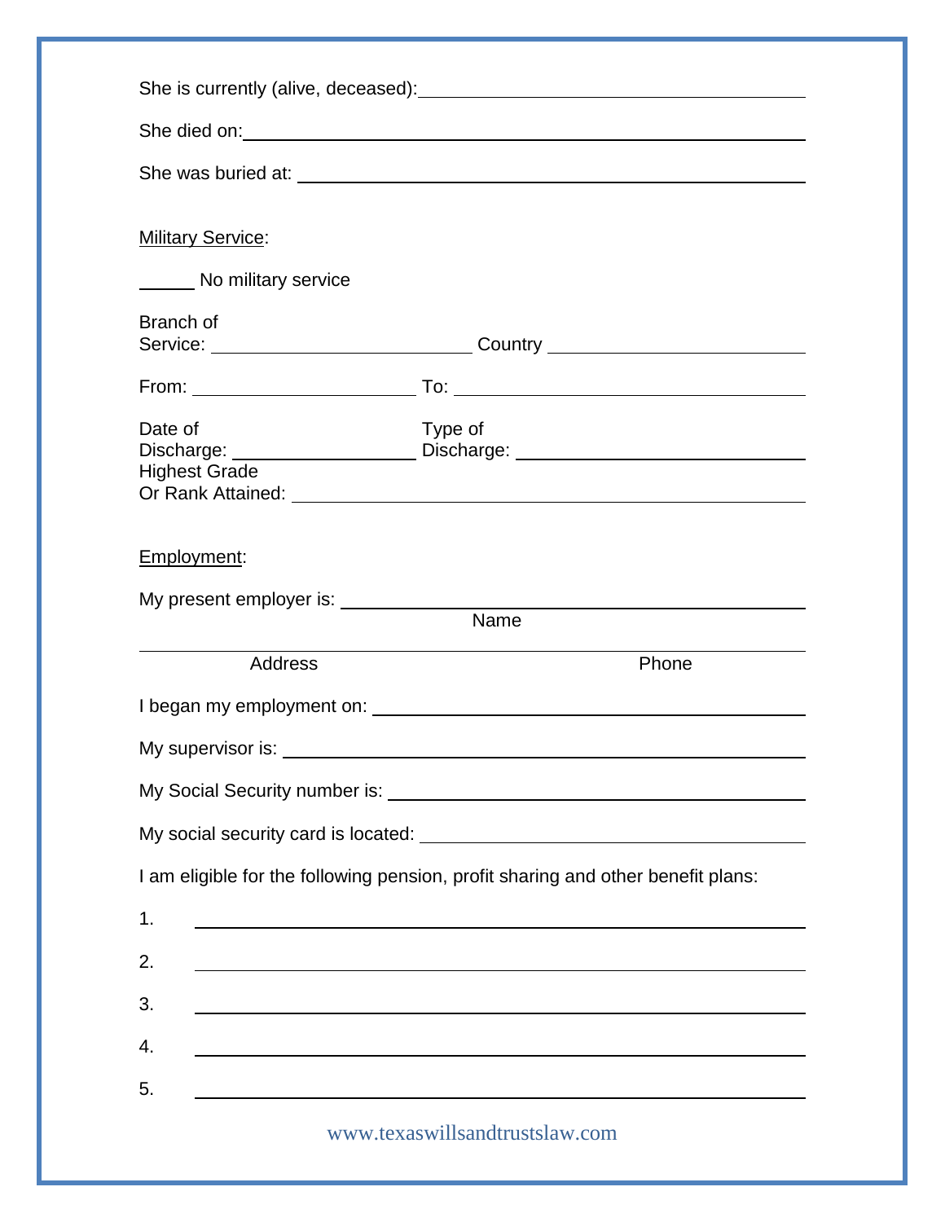She is currently (alive, deceased): ______________________________

She died on: ______________________________

She was buried at: ______________________________

Military Service:

______ No military service

Branch of Service: ____________________ Country ____________________

From: ____________________ To: ____________________

Date of Discharge: ____________________ Type of Discharge: ____________________

Highest Grade Or Rank Attained: ______________________________

Employment:

My present employer is: ______________________________
Name

______________________________
Address Phone

I began my employment on: ______________________________

My supervisor is: ______________________________

My Social Security number is: ______________________________

My social security card is located: ______________________________

I am eligible for the following pension, profit sharing and other benefit plans:

1. ______________________________
2. ______________________________
3. ______________________________
4. ______________________________
5. ______________________________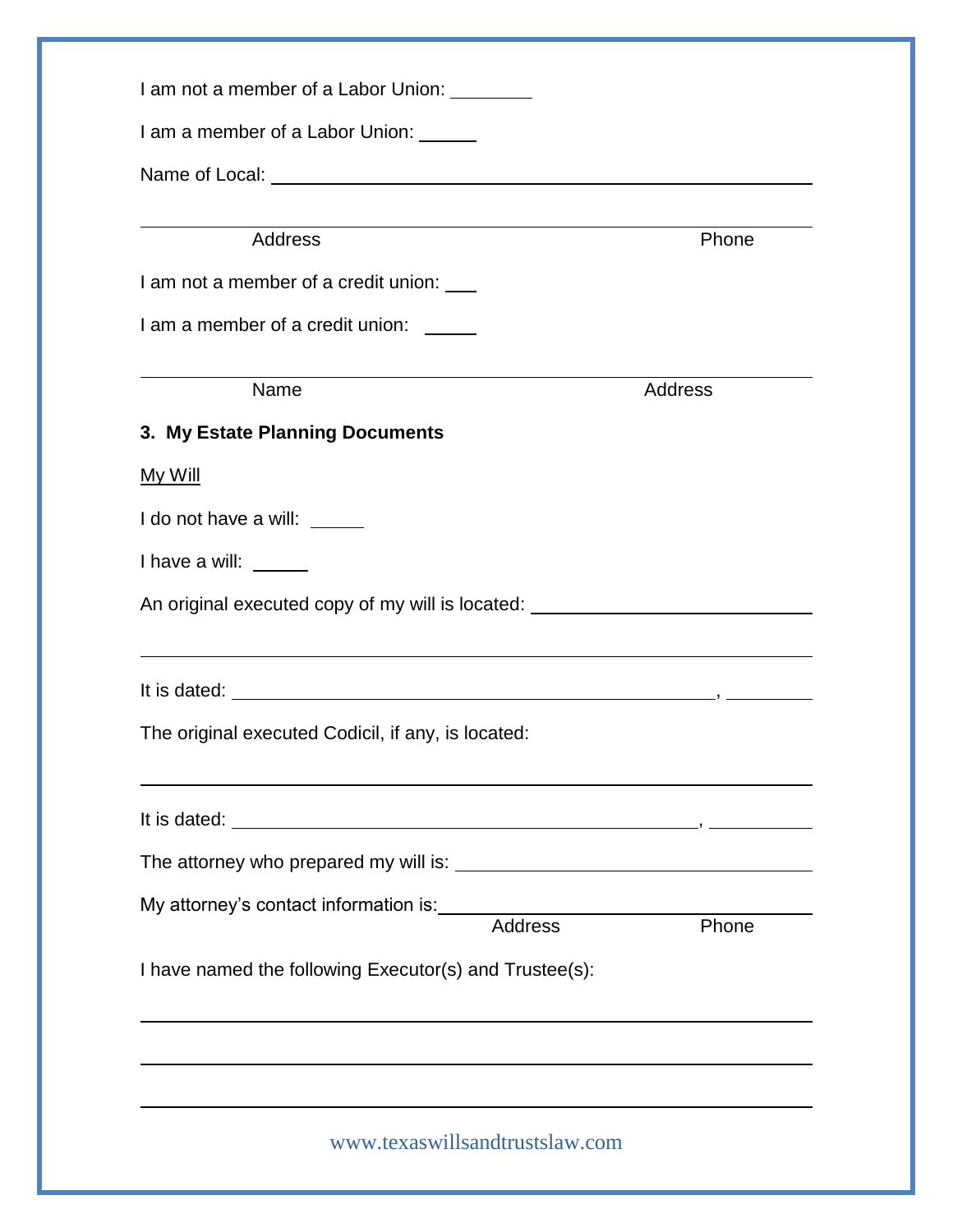I am not a member of a Labor Union: ________

I am a member of a Labor Union: ______

Name of Local: ____________________________________________

____________________________________________

Address Phone

I am not a member of a credit union: ___

I am a member of a credit union: ______

____________________________________________

Name Address

**3. My Estate Planning Documents**

My Will

I do not have a will: ______

I have a will: ______

An original executed copy of my will is located: ____________________________

____________________________________________

It is dated: ____________________________________________, ________

The original executed Codicil, if any, is located:

____________________________________________

It is dated: ____________________________________________, ________

The attorney who prepared my will is: ____________________________

My attorney's contact information is: ____________________________

Address Phone

I have named the following Executor(s) and Trustee(s):

____________________________________________

____________________________________________

____________________________________________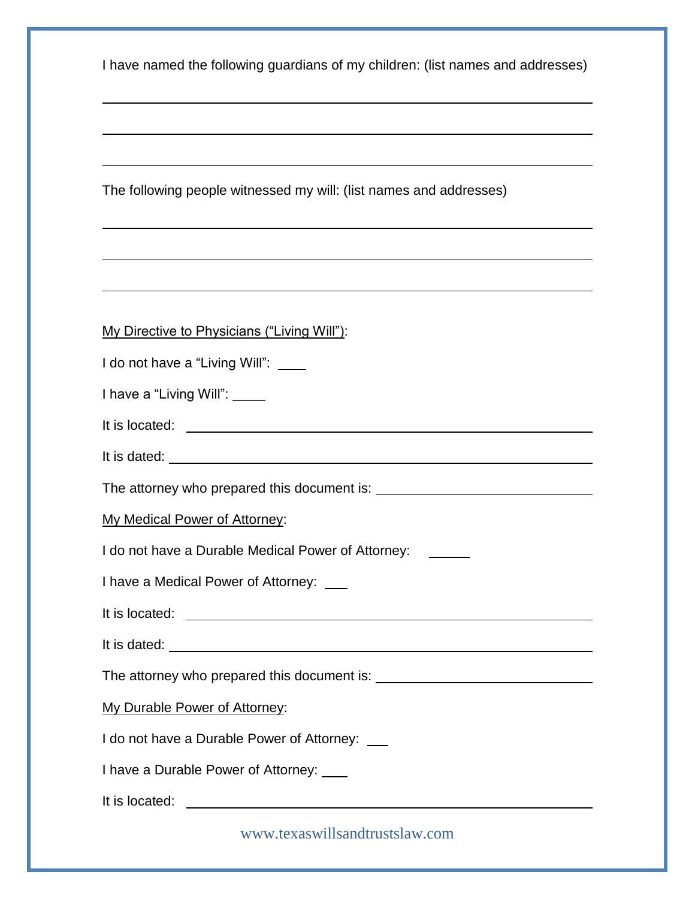I have named the following guardians of my children: (list names and addresses)

\_\_\_\_\_\_\_\_\_\_\_\_\_\_\_\_\_\_\_\_\_\_\_\_\_\_\_\_\_\_\_\_\_\_\_\_\_\_\_\_\_\_\_\_\_\_\_\_\_\_\_\_\_\_\_\_\_\_\_\_

\_\_\_\_\_\_\_\_\_\_\_\_\_\_\_\_\_\_\_\_\_\_\_\_\_\_\_\_\_\_\_\_\_\_\_\_\_\_\_\_\_\_\_\_\_\_\_\_\_\_\_\_\_\_\_\_\_\_\_\_

\_\_\_\_\_\_\_\_\_\_\_\_\_\_\_\_\_\_\_\_\_\_\_\_\_\_\_\_\_\_\_\_\_\_\_\_\_\_\_\_\_\_\_\_\_\_\_\_\_\_\_\_\_\_\_\_\_\_\_\_

The following people witnessed my will: (list names and addresses)

\_\_\_\_\_\_\_\_\_\_\_\_\_\_\_\_\_\_\_\_\_\_\_\_\_\_\_\_\_\_\_\_\_\_\_\_\_\_\_\_\_\_\_\_\_\_\_\_\_\_\_\_\_\_\_\_\_\_\_\_

\_\_\_\_\_\_\_\_\_\_\_\_\_\_\_\_\_\_\_\_\_\_\_\_\_\_\_\_\_\_\_\_\_\_\_\_\_\_\_\_\_\_\_\_\_\_\_\_\_\_\_\_\_\_\_\_\_\_\_\_

\_\_\_\_\_\_\_\_\_\_\_\_\_\_\_\_\_\_\_\_\_\_\_\_\_\_\_\_\_\_\_\_\_\_\_\_\_\_\_\_\_\_\_\_\_\_\_\_\_\_\_\_\_\_\_\_\_\_\_\_

<u>My Directive to Physicians ("Living Will")</u>:

I do not have a "Living Will": \_\_\_\_

I have a "Living Will": \_\_\_\_

It is located: \_\_\_\_\_\_\_\_\_\_\_\_\_\_\_\_\_\_\_\_\_\_\_\_\_\_\_\_\_\_\_\_\_\_\_\_\_\_\_\_\_\_\_\_\_\_\_\_

It is dated: \_\_\_\_\_\_\_\_\_\_\_\_\_\_\_\_\_\_\_\_\_\_\_\_\_\_\_\_\_\_\_\_\_\_\_\_\_\_\_\_\_\_\_\_\_\_\_\_\_\_

The attorney who prepared this document is: \_\_\_\_\_\_\_\_\_\_\_\_\_\_\_\_\_\_\_\_\_\_\_\_\_\_

<u>My Medical Power of Attorney</u>:

I do not have a Durable Medical Power of Attorney: \_\_\_\_\_\_

I have a Medical Power of Attorney: \_\_\_

It is located: \_\_\_\_\_\_\_\_\_\_\_\_\_\_\_\_\_\_\_\_\_\_\_\_\_\_\_\_\_\_\_\_\_\_\_\_\_\_\_\_\_\_\_\_\_\_\_\_

It is dated: \_\_\_\_\_\_\_\_\_\_\_\_\_\_\_\_\_\_\_\_\_\_\_\_\_\_\_\_\_\_\_\_\_\_\_\_\_\_\_\_\_\_\_\_\_\_\_\_\_\_

The attorney who prepared this document is: \_\_\_\_\_\_\_\_\_\_\_\_\_\_\_\_\_\_\_\_\_\_\_\_\_\_

<u>My Durable Power of Attorney</u>:

I do not have a Durable Power of Attorney: \_\_\_

I have a Durable Power of Attorney: \_\_\_\_

It is located: \_\_\_\_\_\_\_\_\_\_\_\_\_\_\_\_\_\_\_\_\_\_\_\_\_\_\_\_\_\_\_\_\_\_\_\_\_\_\_\_\_\_\_\_\_\_\_\_

www.texaswillsandtrustslaw.com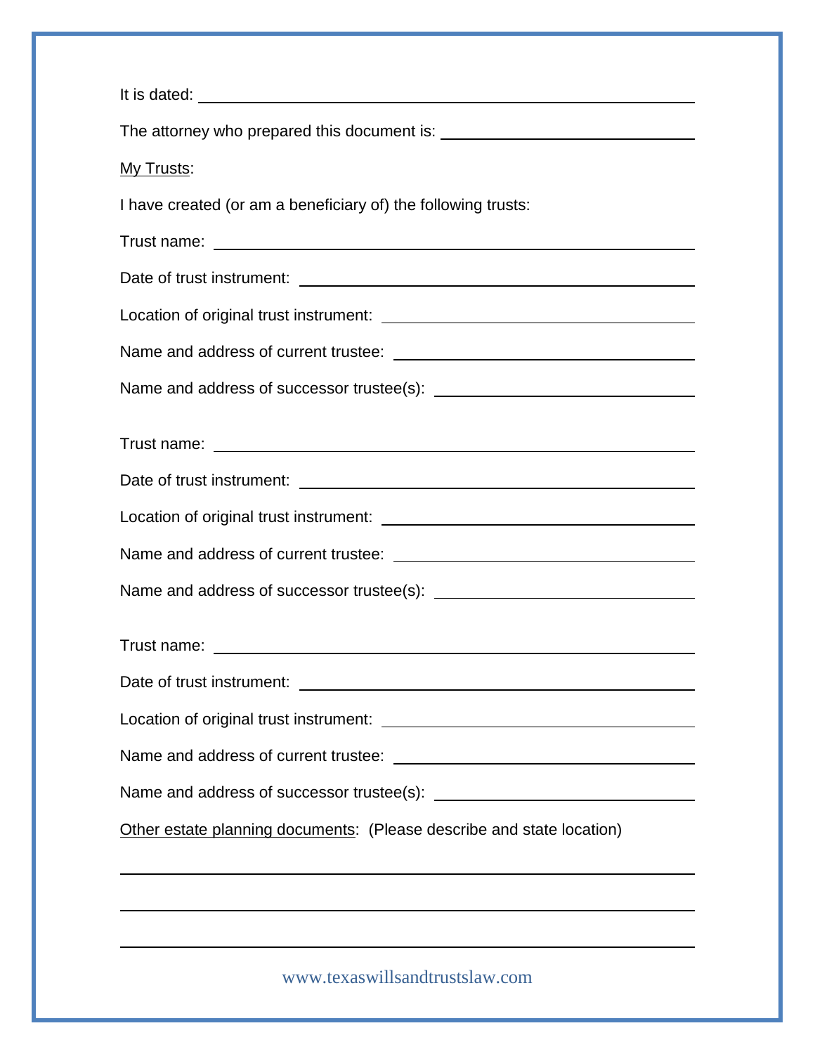It is dated: ______________________________________________

The attorney who prepared this document is: ______________________

<u>My Trusts</u>:

I have created (or am a beneficiary of) the following trusts:

Trust name: ______________________________________________

Date of trust instrument: _________________________________

Location of original trust instrument: ________________________

Name and address of current trustee: ________________________

Name and address of successor trustee(s): ____________________

Trust name: ______________________________________________

Date of trust instrument: _________________________________

Location of original trust instrument: ________________________

Name and address of current trustee: ________________________

Name and address of successor trustee(s): ____________________

Trust name: ______________________________________________

Date of trust instrument: _________________________________

Location of original trust instrument: ________________________

Name and address of current trustee: ________________________

Name and address of successor trustee(s): ____________________

<u>Other estate planning documents</u>: (Please describe and state location)

______________________________________________________________

______________________________________________________________

______________________________________________________________

www.texaswillsandtrustslaw.com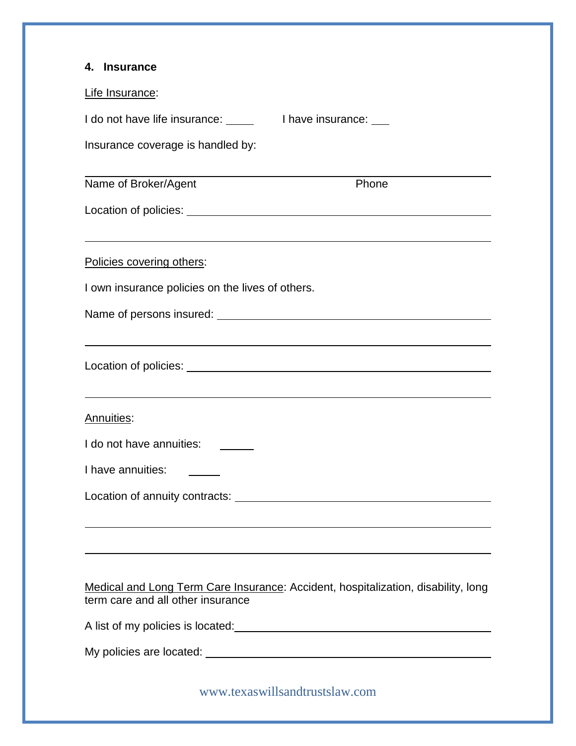## 4. Insurance

Life Insurance:

I do not have life insurance: _____ I have insurance: ___

Insurance coverage is handled by:

_______________________________________________

Name of Broker/Agent Phone

Location of policies: _______________________________________________

_______________________________________________

Policies covering others:

I own insurance policies on the lives of others.

Name of persons insured: _______________________________________________

_______________________________________________

Location of policies: _______________________________________________

_______________________________________________

Annuities:

I do not have annuities: ______

I have annuities: _____

Location of annuity contracts: _______________________________________________

_______________________________________________

_______________________________________________

Medical and Long Term Care Insurance: Accident, hospitalization, disability, long term care and all other insurance

A list of my policies is located: _______________________________________________

My policies are located: _______________________________________________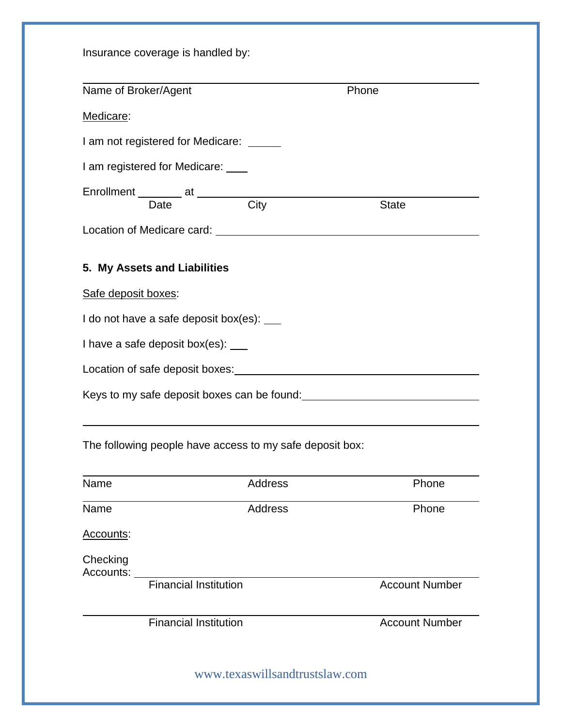Insurance coverage is handled by:

\_\_\_\_\_\_\_\_\_\_\_\_\_\_\_\_\_\_\_\_\_\_\_\_\_\_\_\_\_\_\_\_\_\_\_\_\_\_\_\_\_\_\_\_\_\_\_\_\_\_\_\_\_\_\_\_\_\_\_\_
Name of Broker/Agent Phone

Medicare:

I am not registered for Medicare: \_\_\_\_\_\_

I am registered for Medicare: \_\_\_\_

Enrollment \_\_\_\_\_\_\_\_ at \_\_\_\_\_\_\_\_\_\_\_\_\_\_\_\_\_\_\_\_\_\_\_\_\_\_\_\_\_\_\_\_\_\_\_\_\_\_\_\_\_\_\_\_
Date City State

Location of Medicare card: \_\_\_\_\_\_\_\_\_\_\_\_\_\_\_\_\_\_\_\_\_\_\_\_\_\_\_\_\_\_\_\_\_\_\_\_\_\_\_\_\_\_

**5. My Assets and Liabilities**

Safe deposit boxes:

I do not have a safe deposit box(es): \_\_\_

I have a safe deposit box(es): \_\_\_

Location of safe deposit boxes: \_\_\_\_\_\_\_\_\_\_\_\_\_\_\_\_\_\_\_\_\_\_\_\_\_\_\_\_\_\_\_\_\_\_\_\_\_\_\_\_

Keys to my safe deposit boxes can be found: \_\_\_\_\_\_\_\_\_\_\_\_\_\_\_\_\_\_\_\_\_\_\_\_\_\_\_\_\_\_

\_\_\_\_\_\_\_\_\_\_\_\_\_\_\_\_\_\_\_\_\_\_\_\_\_\_\_\_\_\_\_\_\_\_\_\_\_\_\_\_\_\_\_\_\_\_\_\_\_\_\_\_\_\_\_\_\_\_\_\_

The following people have access to my safe deposit box:

\_\_\_\_\_\_\_\_\_\_\_\_\_\_\_\_\_\_\_\_\_\_\_\_\_\_\_\_\_\_\_\_\_\_\_\_\_\_\_\_\_\_\_\_\_\_\_\_\_\_\_\_\_\_\_\_\_\_\_\_
Name Address Phone

\_\_\_\_\_\_\_\_\_\_\_\_\_\_\_\_\_\_\_\_\_\_\_\_\_\_\_\_\_\_\_\_\_\_\_\_\_\_\_\_\_\_\_\_\_\_\_\_\_\_\_\_\_\_\_\_\_\_\_\_
Name Address Phone

Accounts:

Checking Accounts: \_\_\_\_\_\_\_\_\_\_\_\_\_\_\_\_\_\_\_\_\_\_\_\_\_\_\_\_\_\_\_\_\_\_\_\_\_\_\_\_\_\_\_\_\_\_\_\_\_\_\_\_
Financial Institution Account Number

\_\_\_\_\_\_\_\_\_\_\_\_\_\_\_\_\_\_\_\_\_\_\_\_\_\_\_\_\_\_\_\_\_\_\_\_\_\_\_\_\_\_\_\_\_\_\_\_\_\_\_\_\_\_\_\_\_\_\_\_
Financial Institution Account Number

www.texaswillsandtrustslaw.com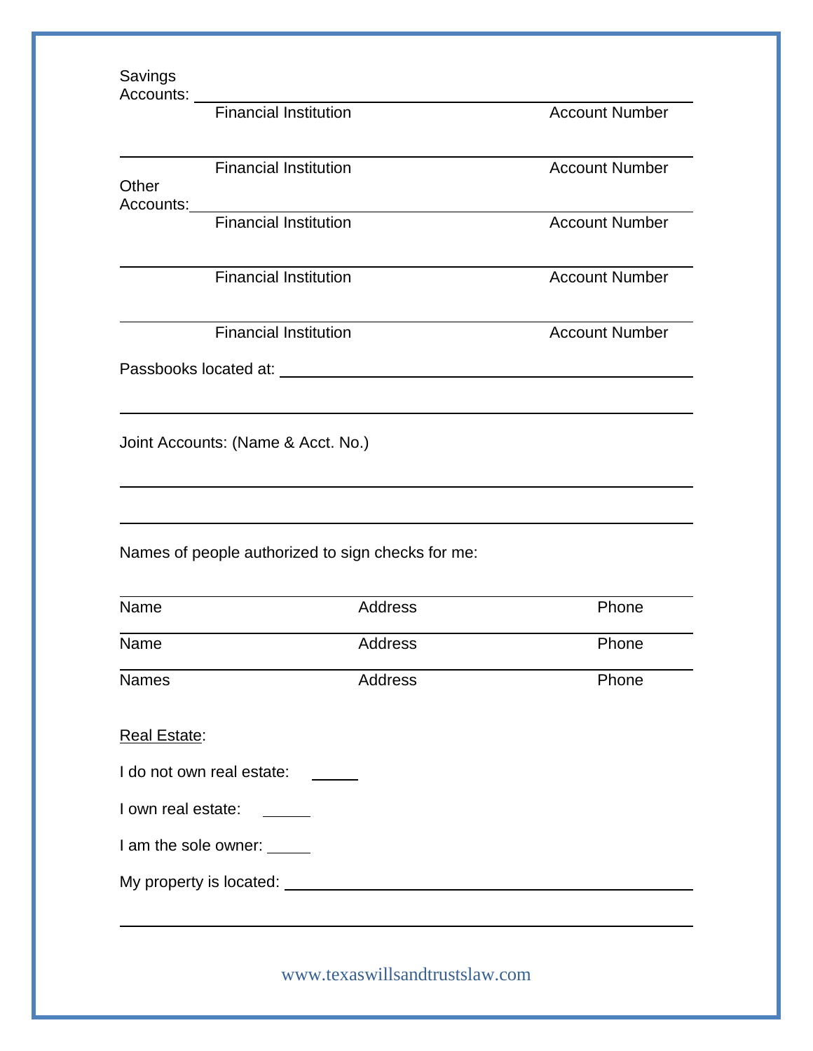Savings Accounts: ______________________________________________

Financial Institution Account Number

______________________________________________

Financial Institution Account Number

Other Accounts: ______________________________________________

Financial Institution Account Number

______________________________________________

Financial Institution Account Number

______________________________________________

Financial Institution Account Number

Passbooks located at: ______________________________________________

______________________________________________

Joint Accounts: (Name & Acct. No.)

______________________________________________

______________________________________________

Names of people authorized to sign checks for me:

______________________________________________

Name Address Phone

______________________________________________

Name Address Phone

______________________________________________

Names Address Phone

Real Estate:

I do not own real estate: _____

I own real estate: _____

I am the sole owner: _____

My property is located: ______________________________________________

______________________________________________

www.texaswillsandtrustslaw.com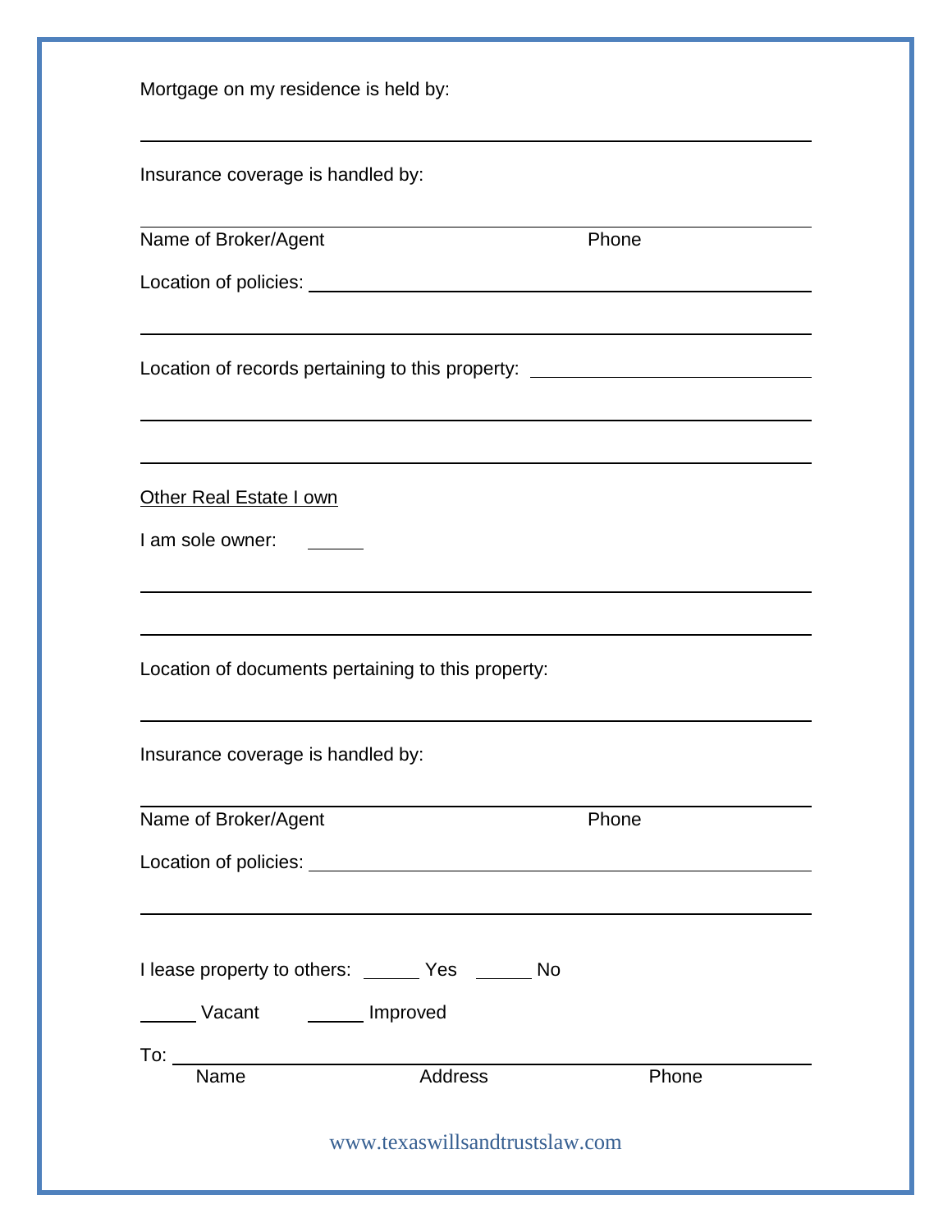Mortgage on my residence is held by:

\_\_\_\_\_\_\_\_\_\_\_\_\_\_\_\_\_\_\_\_\_\_\_\_\_\_\_\_\_\_\_\_\_\_\_\_\_\_\_\_\_\_\_\_\_\_\_\_

Insurance coverage is handled by:

\_\_\_\_\_\_\_\_\_\_\_\_\_\_\_\_\_\_\_\_\_\_\_\_\_\_\_\_\_\_\_\_\_\_\_\_\_\_\_\_\_\_\_\_\_\_\_\_

Name of Broker/Agent Phone

Location of policies: \_\_\_\_\_\_\_\_\_\_\_\_\_\_\_\_\_\_\_\_\_\_\_\_\_\_\_\_\_\_\_\_\_\_\_\_

\_\_\_\_\_\_\_\_\_\_\_\_\_\_\_\_\_\_\_\_\_\_\_\_\_\_\_\_\_\_\_\_\_\_\_\_\_\_\_\_\_\_\_\_\_\_\_\_

Location of records pertaining to this property: \_\_\_\_\_\_\_\_\_\_\_\_\_\_\_\_\_\_\_\_

\_\_\_\_\_\_\_\_\_\_\_\_\_\_\_\_\_\_\_\_\_\_\_\_\_\_\_\_\_\_\_\_\_\_\_\_\_\_\_\_\_\_\_\_\_\_\_\_

\_\_\_\_\_\_\_\_\_\_\_\_\_\_\_\_\_\_\_\_\_\_\_\_\_\_\_\_\_\_\_\_\_\_\_\_\_\_\_\_\_\_\_\_\_\_\_\_

<u>Other Real Estate I own</u>

I am sole owner: \_\_\_\_\_

\_\_\_\_\_\_\_\_\_\_\_\_\_\_\_\_\_\_\_\_\_\_\_\_\_\_\_\_\_\_\_\_\_\_\_\_\_\_\_\_\_\_\_\_\_\_\_\_

\_\_\_\_\_\_\_\_\_\_\_\_\_\_\_\_\_\_\_\_\_\_\_\_\_\_\_\_\_\_\_\_\_\_\_\_\_\_\_\_\_\_\_\_\_\_\_\_

Location of documents pertaining to this property:

\_\_\_\_\_\_\_\_\_\_\_\_\_\_\_\_\_\_\_\_\_\_\_\_\_\_\_\_\_\_\_\_\_\_\_\_\_\_\_\_\_\_\_\_\_\_\_\_

Insurance coverage is handled by:

\_\_\_\_\_\_\_\_\_\_\_\_\_\_\_\_\_\_\_\_\_\_\_\_\_\_\_\_\_\_\_\_\_\_\_\_\_\_\_\_\_\_\_\_\_\_\_\_

Name of Broker/Agent Phone

Location of policies: \_\_\_\_\_\_\_\_\_\_\_\_\_\_\_\_\_\_\_\_\_\_\_\_\_\_\_\_\_\_\_\_\_\_\_\_

\_\_\_\_\_\_\_\_\_\_\_\_\_\_\_\_\_\_\_\_\_\_\_\_\_\_\_\_\_\_\_\_\_\_\_\_\_\_\_\_\_\_\_\_\_\_\_\_

I lease property to others: \_\_\_\_\_ Yes \_\_\_\_\_ No

\_\_\_\_\_ Vacant \_\_\_\_\_ Improved

To: \_\_\_\_\_\_\_\_\_\_\_\_\_\_\_\_\_\_\_\_\_\_\_\_\_\_\_\_\_\_\_\_\_\_\_\_\_\_\_\_\_\_\_\_\_\_

Name Address Phone

www.texaswillsandtrustslaw.com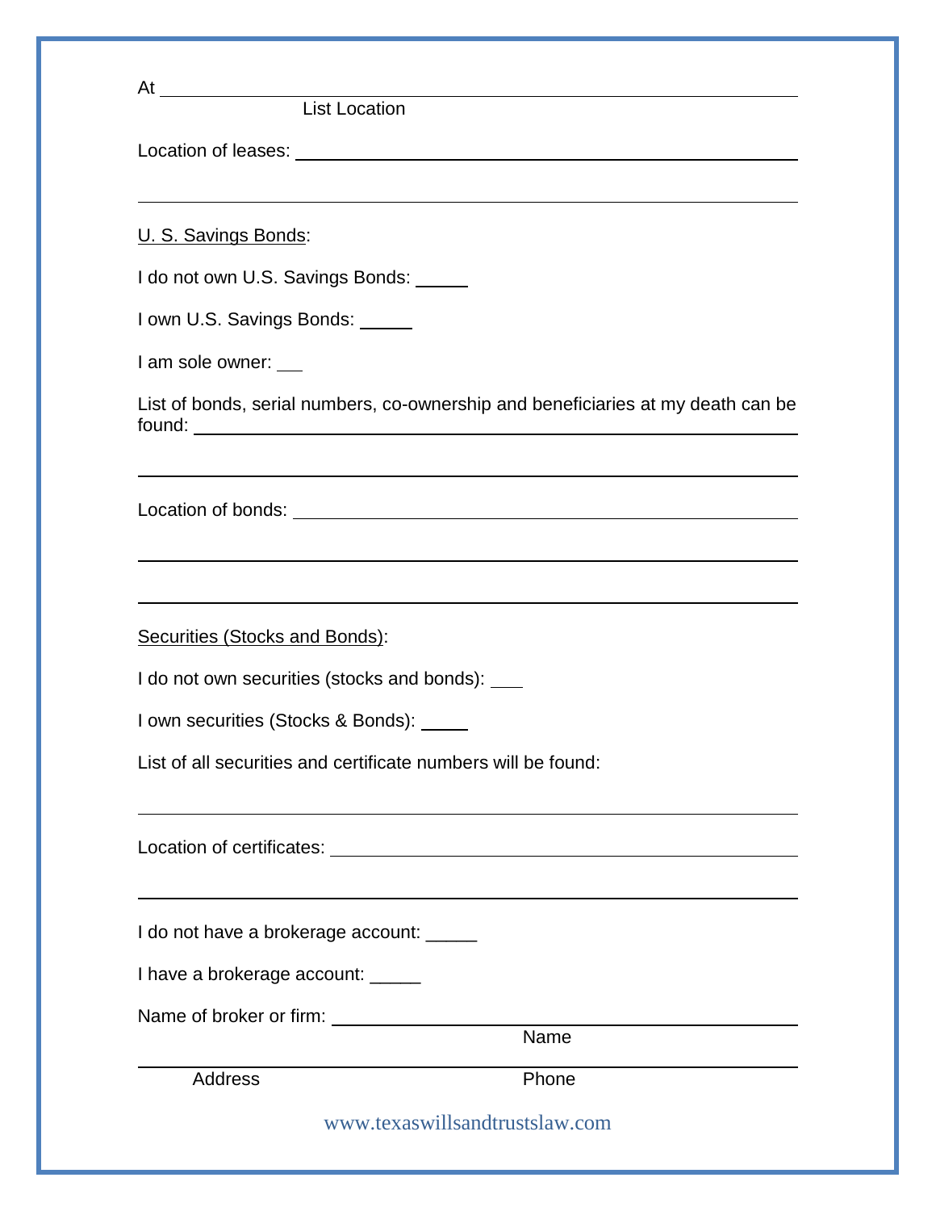At ______________________________________________

List Location

Location of leases: ______________________________________________

______________________________________________

U. S. Savings Bonds:

I do not own U.S. Savings Bonds: _____

I own U.S. Savings Bonds: _____

I am sole owner: ___

List of bonds, serial numbers, co-ownership and beneficiaries at my death can be found: ______________________________________________

______________________________________________

Location of bonds: ______________________________________________

______________________________________________

______________________________________________

Securities (Stocks and Bonds):

I do not own securities (stocks and bonds): ___

I own securities (Stocks & Bonds): _____

List of all securities and certificate numbers will be found:

______________________________________________

Location of certificates: ______________________________________________

______________________________________________

I do not have a brokerage account: _____

I have a brokerage account: _____

Name of broker or firm: ______________________________________________

Name

______________________________________________

Address Phone

www.texaswillsandtrustslaw.com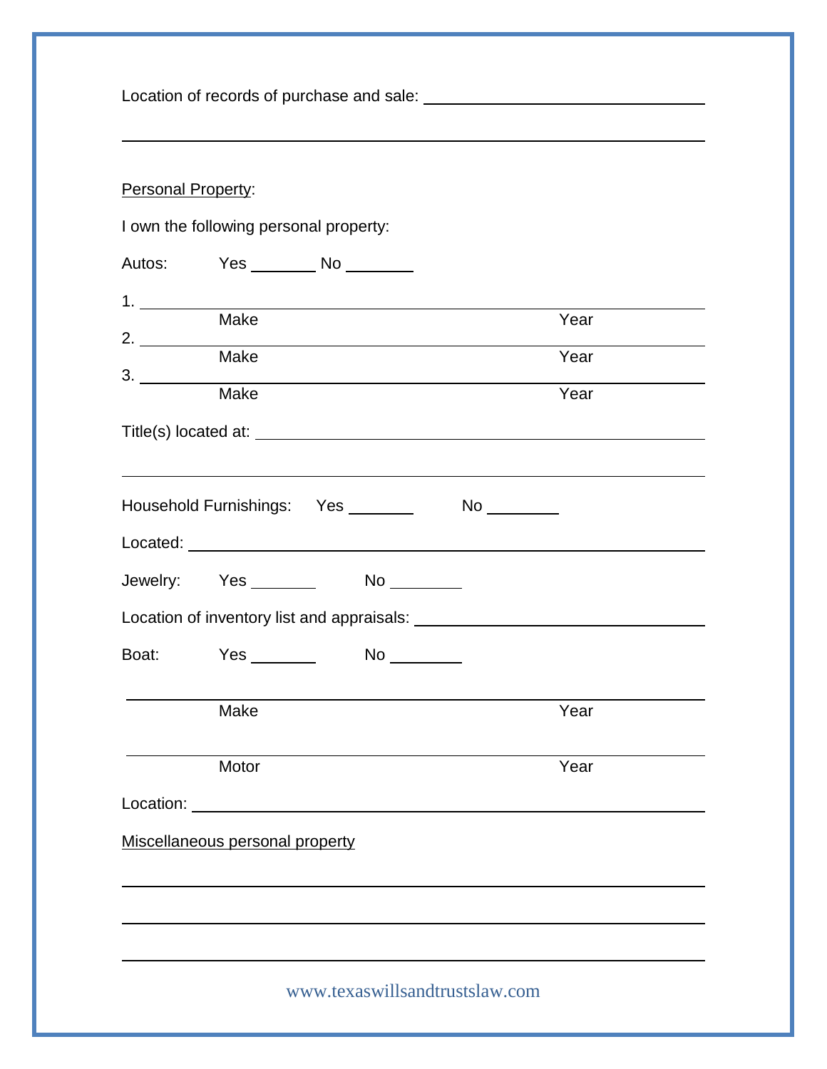Location of records of purchase and sale: ______________________________

____________________________________________________________

Personal Property:

I own the following personal property:

Autos: Yes _______ No _______

1. ____________________________________________________________
   Make Year
2. ____________________________________________________________
   Make Year
3. ____________________________________________________________
   Make Year

Title(s) located at: ____________________________________________

____________________________________________________________

Household Furnishings: Yes _______ No ________

Located: ______________________________________________________

Jewelry: Yes _______ No ________

Location of inventory list and appraisals: ______________________________

Boat: Yes _______ No ________

____________________________________________________________
Make Year

____________________________________________________________
Motor Year

Location: ______________________________________________________

Miscellaneous personal property

____________________________________________________________

____________________________________________________________

____________________________________________________________

www.texaswillsandtrustslaw.com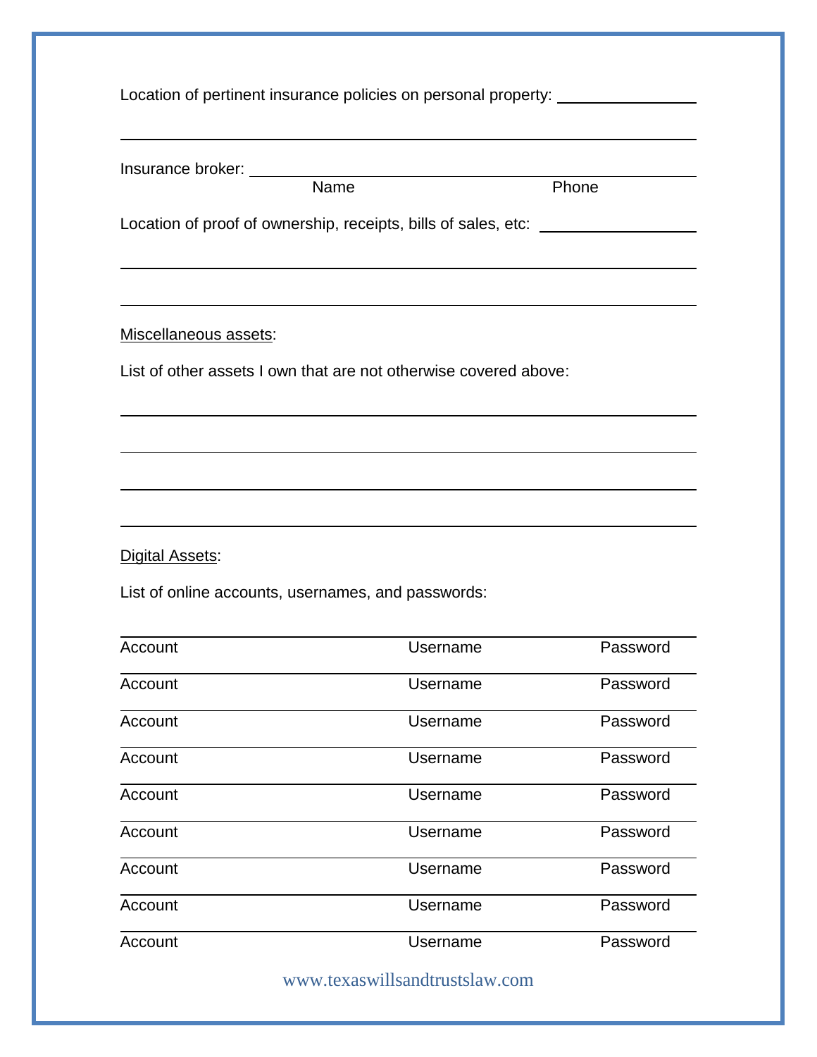Location of pertinent insurance policies on personal property: ________________

________________________________________________________________

Insurance broker: ________________________________________________
Name Phone

Location of proof of ownership, receipts, bills of sales, etc: ________________

________________________________________________________________

________________________________________________________________

<u>Miscellaneous assets</u>:

List of other assets I own that are not otherwise covered above:

________________________________________________________________

________________________________________________________________

________________________________________________________________

________________________________________________________________

<u>Digital Assets</u>:

List of online accounts, usernames, and passwords:

| Account | Username | Password |
|---|---|---|
| Account | Username | Password |
| Account | Username | Password |
| Account | Username | Password |
| Account | Username | Password |
| Account | Username | Password |
| Account | Username | Password |
| Account | Username | Password |
| Account | Username | Password |
| Account | Username | Password |

www.texaswillsandtrustslaw.com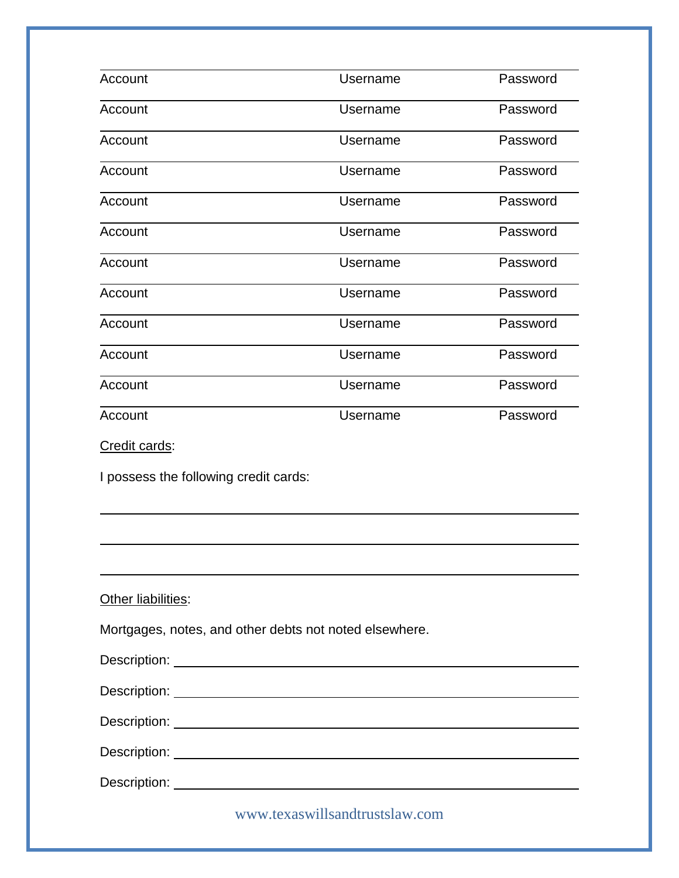| Account | Username | Password |
|---|---|---|
| Account | Username | Password |
| Account | Username | Password |
| Account | Username | Password |
| Account | Username | Password |
| Account | Username | Password |
| Account | Username | Password |
| Account | Username | Password |
| Account | Username | Password |
| Account | Username | Password |
| Account | Username | Password |
| Account | Username | Password |

Credit cards:

I possess the following credit cards:

\_\_\_\_\_\_\_\_\_\_\_\_\_\_\_\_\_\_\_\_\_\_\_\_\_\_\_\_\_\_\_\_\_\_\_\_\_\_\_\_\_\_\_\_\_\_\_\_

\_\_\_\_\_\_\_\_\_\_\_\_\_\_\_\_\_\_\_\_\_\_\_\_\_\_\_\_\_\_\_\_\_\_\_\_\_\_\_\_\_\_\_\_\_\_\_\_

\_\_\_\_\_\_\_\_\_\_\_\_\_\_\_\_\_\_\_\_\_\_\_\_\_\_\_\_\_\_\_\_\_\_\_\_\_\_\_\_\_\_\_\_\_\_\_\_

Other liabilities:

Mortgages, notes, and other debts not noted elsewhere.

Description: \_\_\_\_\_\_\_\_\_\_\_\_\_\_\_\_\_\_\_\_\_\_\_\_\_\_\_\_\_\_\_\_\_\_\_\_\_\_\_\_

Description: \_\_\_\_\_\_\_\_\_\_\_\_\_\_\_\_\_\_\_\_\_\_\_\_\_\_\_\_\_\_\_\_\_\_\_\_\_\_\_\_

Description: \_\_\_\_\_\_\_\_\_\_\_\_\_\_\_\_\_\_\_\_\_\_\_\_\_\_\_\_\_\_\_\_\_\_\_\_\_\_\_\_

Description: \_\_\_\_\_\_\_\_\_\_\_\_\_\_\_\_\_\_\_\_\_\_\_\_\_\_\_\_\_\_\_\_\_\_\_\_\_\_\_\_

Description: \_\_\_\_\_\_\_\_\_\_\_\_\_\_\_\_\_\_\_\_\_\_\_\_\_\_\_\_\_\_\_\_\_\_\_\_\_\_\_\_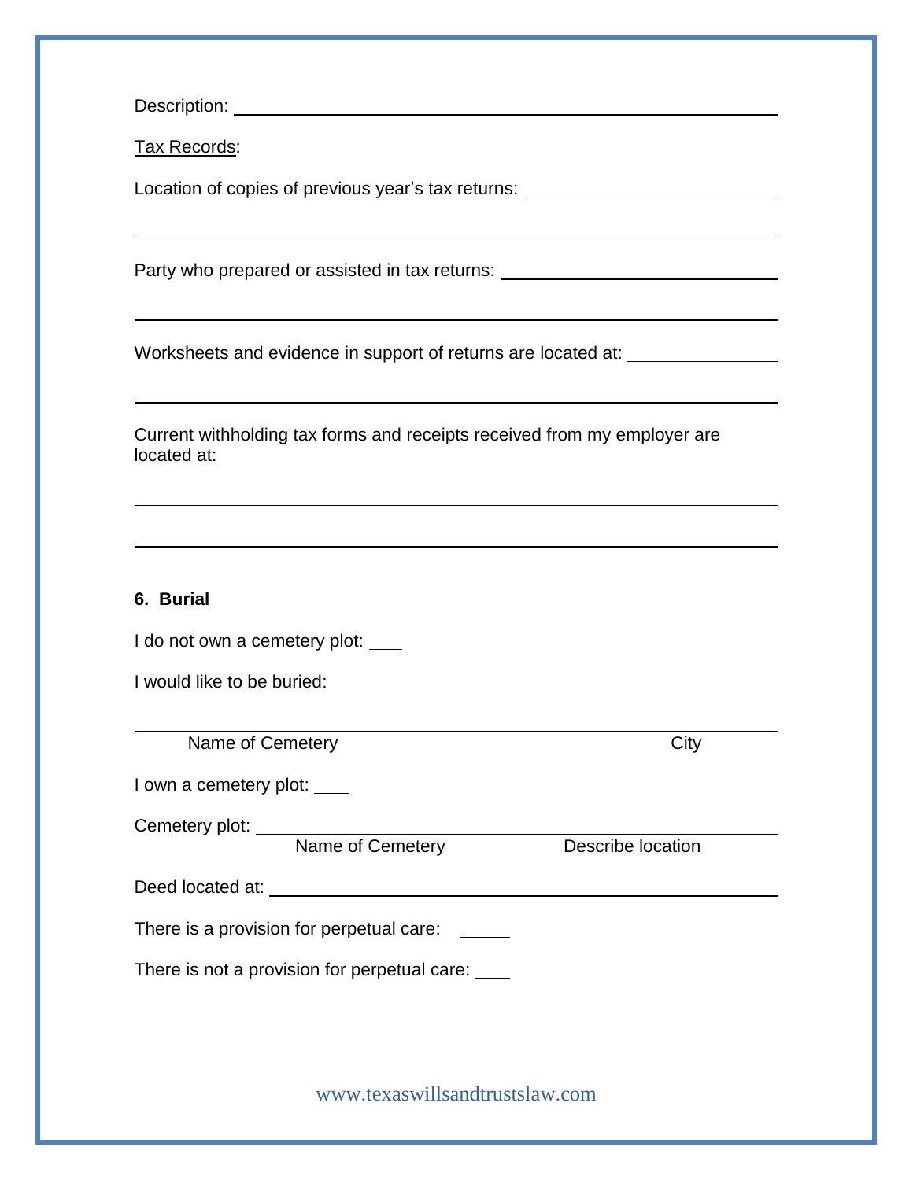Description: ______________________________________________

Tax Records:

Location of copies of previous year's tax returns: ____________________

______________________________________________

Party who prepared or assisted in tax returns: ______________________

______________________________________________

Worksheets and evidence in support of returns are located at: __________

______________________________________________

Current withholding tax forms and receipts received from my employer are located at:

______________________________________________

______________________________________________

**6. Burial**

I do not own a cemetery plot: ____

I would like to be buried:

______________________________________________
Name of Cemetery City

I own a cemetery plot: ____

Cemetery plot: ______________________________________________
Name of Cemetery Describe location

Deed located at: ______________________________________________

There is a provision for perpetual care: _____

There is not a provision for perpetual care: ____

www.texaswillsandtrustslaw.com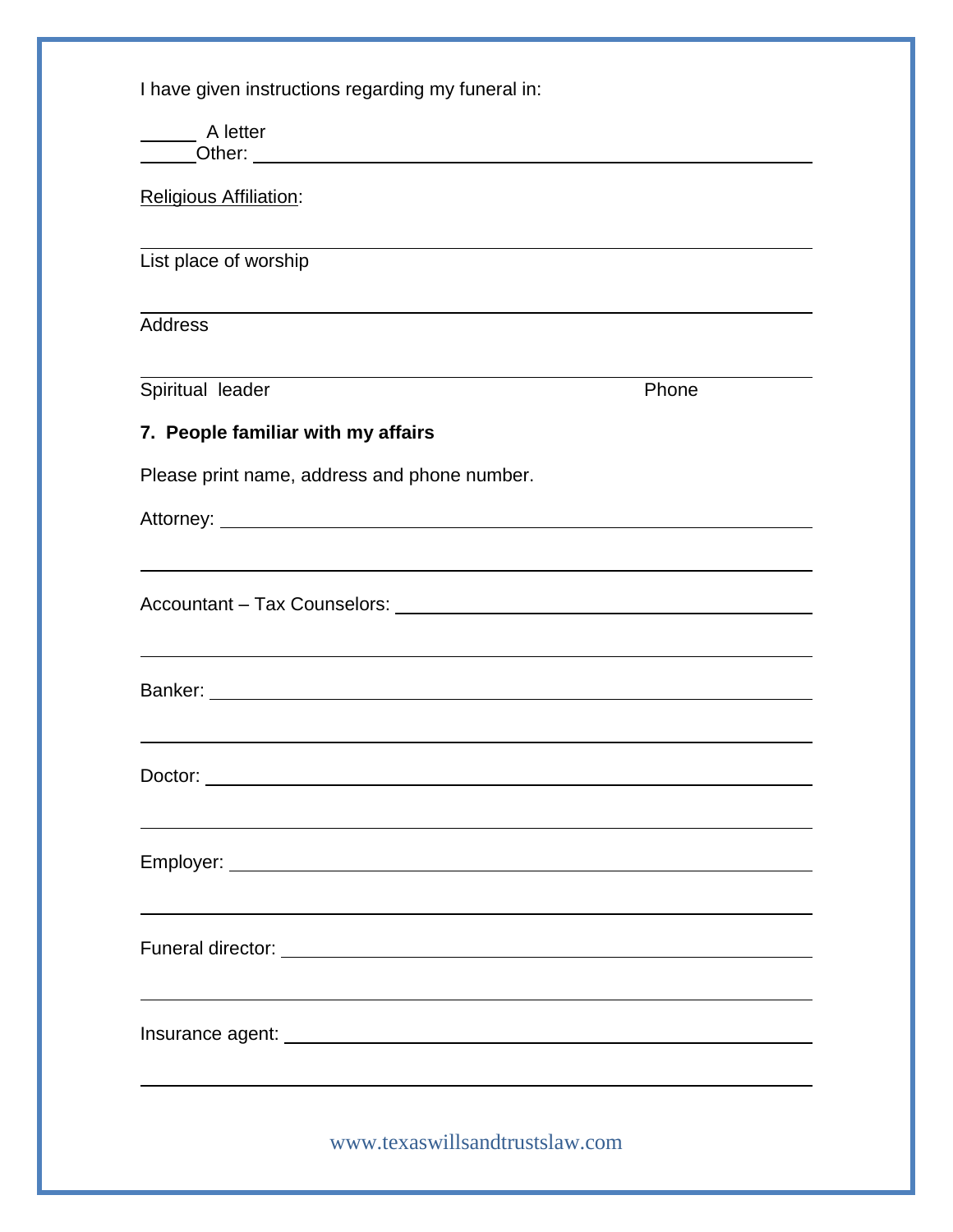I have given instructions regarding my funeral in:

______ A letter
______Other: ________________________________________________

Religious Affiliation:

________________________________________________
List place of worship

________________________________________________
Address

________________________________________________
Spiritual leader                                                                                          Phone

**7. People familiar with my affairs**

Please print name, address and phone number.

Attorney: ________________________________________________

________________________________________________

Accountant – Tax Counselors: ______________________________

________________________________________________

Banker: ________________________________________________

________________________________________________

Doctor: ________________________________________________

________________________________________________

Employer: ________________________________________________

________________________________________________

Funeral director: __________________________________________

________________________________________________

Insurance agent: __________________________________________

________________________________________________

www.texaswillsandtrustslaw.com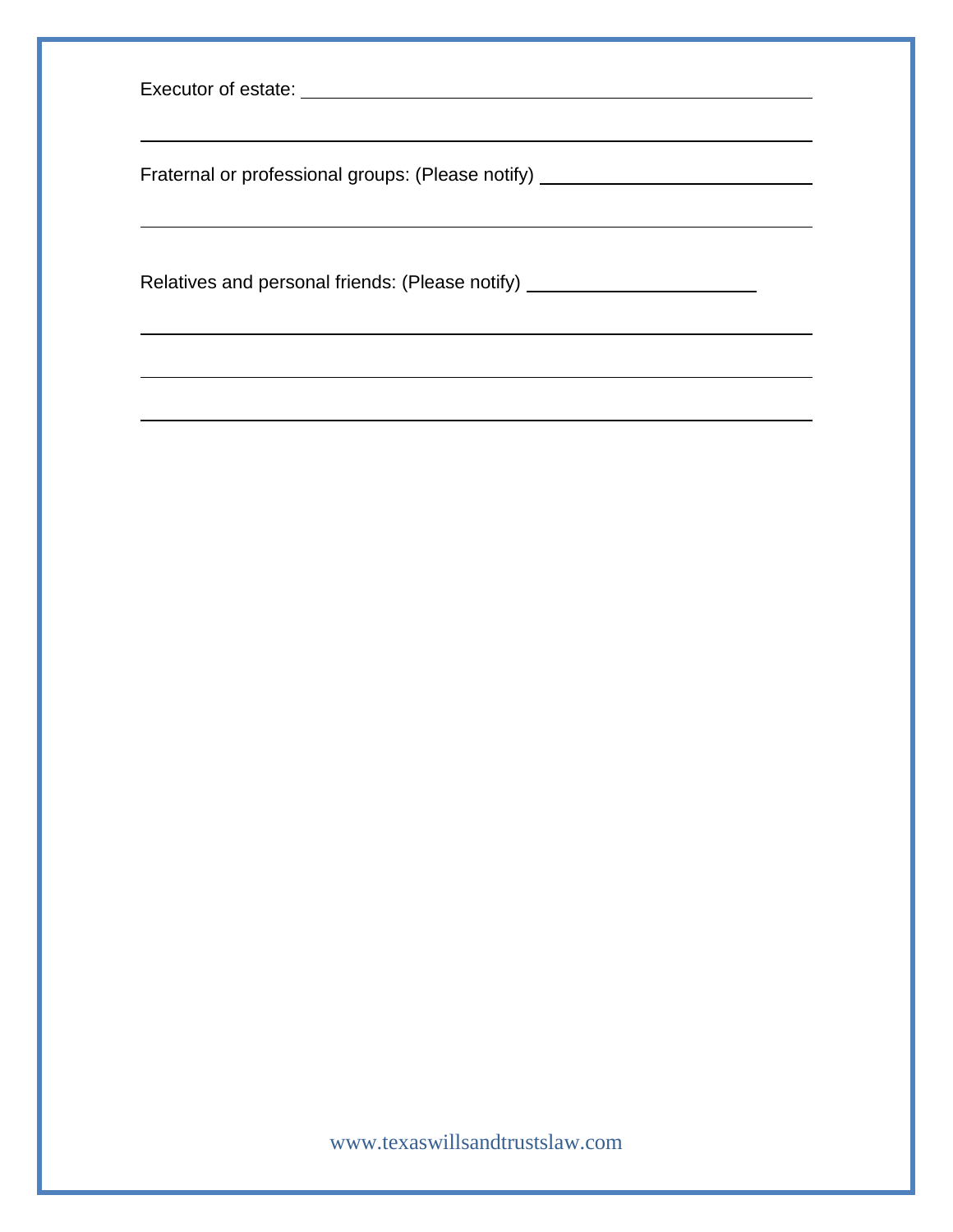Executor of estate: ________________________________________

____________________________________________________________

Fraternal or professional groups: (Please notify) ____________________

____________________________________________________________

Relatives and personal friends: (Please notify) ____________________

____________________________________________________________

____________________________________________________________

____________________________________________________________

www.texaswillsandtrustslaw.com